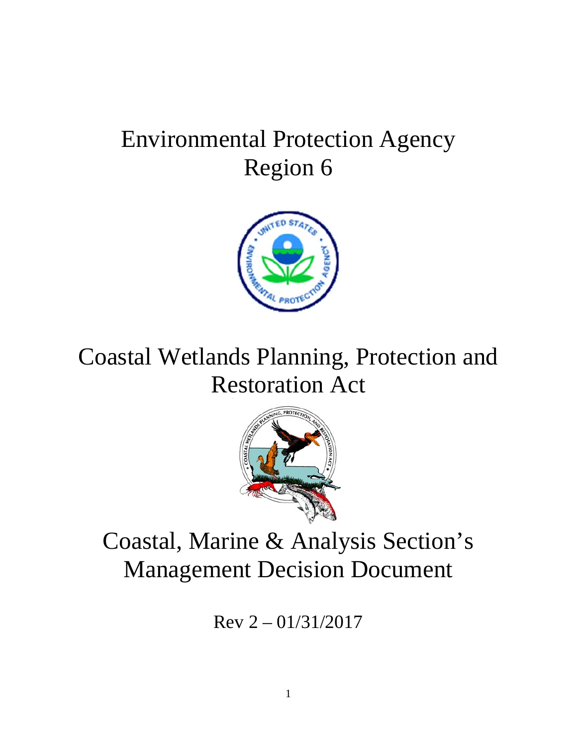# Environmental Protection Agency
# Region 6

# Coastal Wetlands Planning, Protection and Restoration Act

# Coastal, Marine & Analysis Section's Management Decision Document

Rev 2 – 01/31/2017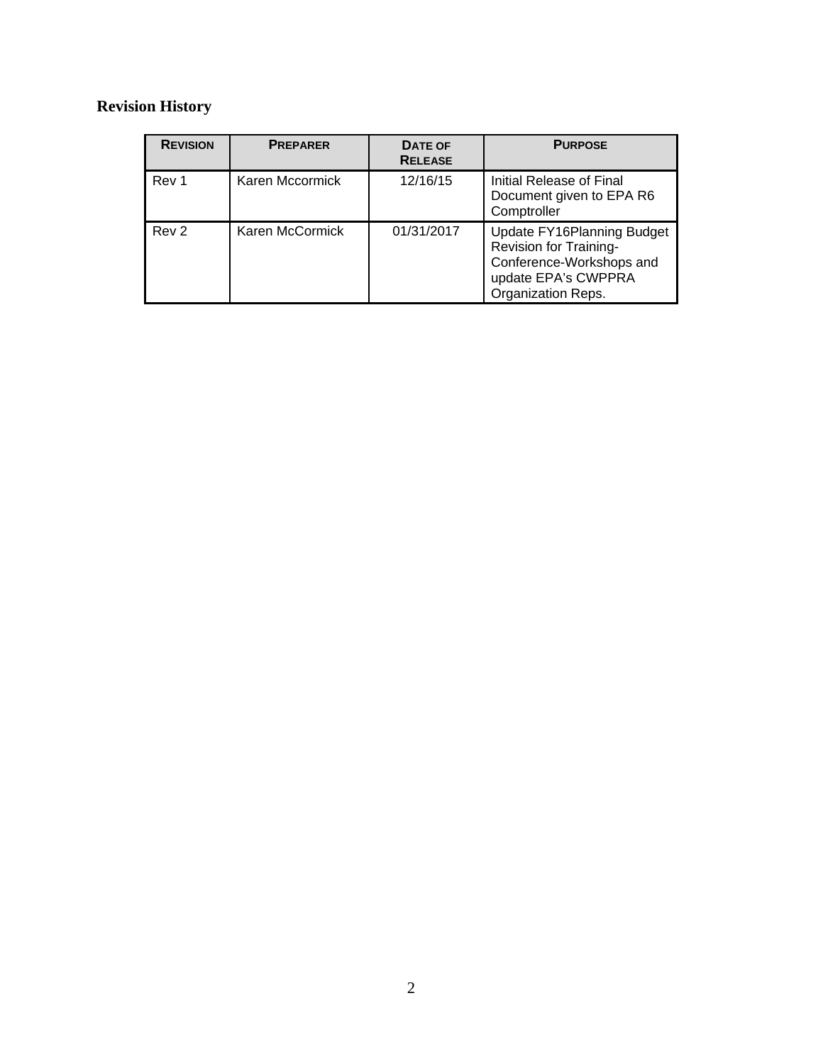## Revision History

| REVISION | PREPARER | DATE OF RELEASE | PURPOSE |
|---|---|---|---|
| Rev 1 | Karen Mccormick | 12/16/15 | Initial Release of Final Document given to EPA R6 Comptroller |
| Rev 2 | Karen McCormick | 01/31/2017 | Update FY16Planning Budget Revision for Training-Conference-Workshops and update EPA's CWPPRA Organization Reps. |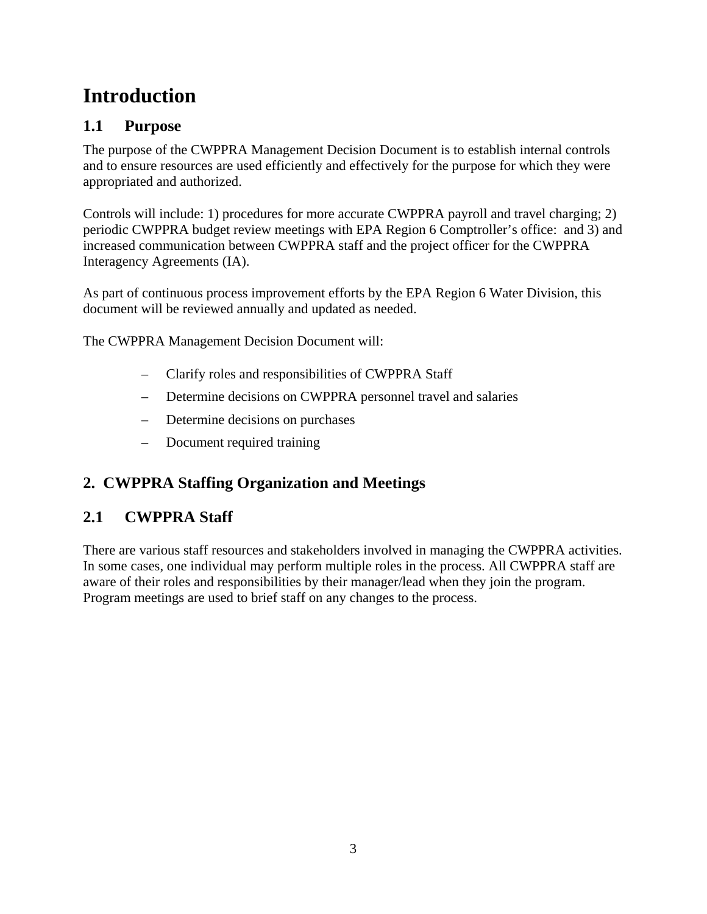# Introduction

## 1.1 Purpose

The purpose of the CWPPRA Management Decision Document is to establish internal controls and to ensure resources are used efficiently and effectively for the purpose for which they were appropriated and authorized.

Controls will include: 1) procedures for more accurate CWPPRA payroll and travel charging; 2) periodic CWPPRA budget review meetings with EPA Region 6 Comptroller's office: and 3) and increased communication between CWPPRA staff and the project officer for the CWPPRA Interagency Agreements (IA).

As part of continuous process improvement efforts by the EPA Region 6 Water Division, this document will be reviewed annually and updated as needed.

The CWPPRA Management Decision Document will:

- Clarify roles and responsibilities of CWPPRA Staff
- Determine decisions on CWPPRA personnel travel and salaries
- Determine decisions on purchases
- Document required training

## 2. CWPPRA Staffing Organization and Meetings

## 2.1 CWPPRA Staff

There are various staff resources and stakeholders involved in managing the CWPPRA activities. In some cases, one individual may perform multiple roles in the process. All CWPPRA staff are aware of their roles and responsibilities by their manager/lead when they join the program. Program meetings are used to brief staff on any changes to the process.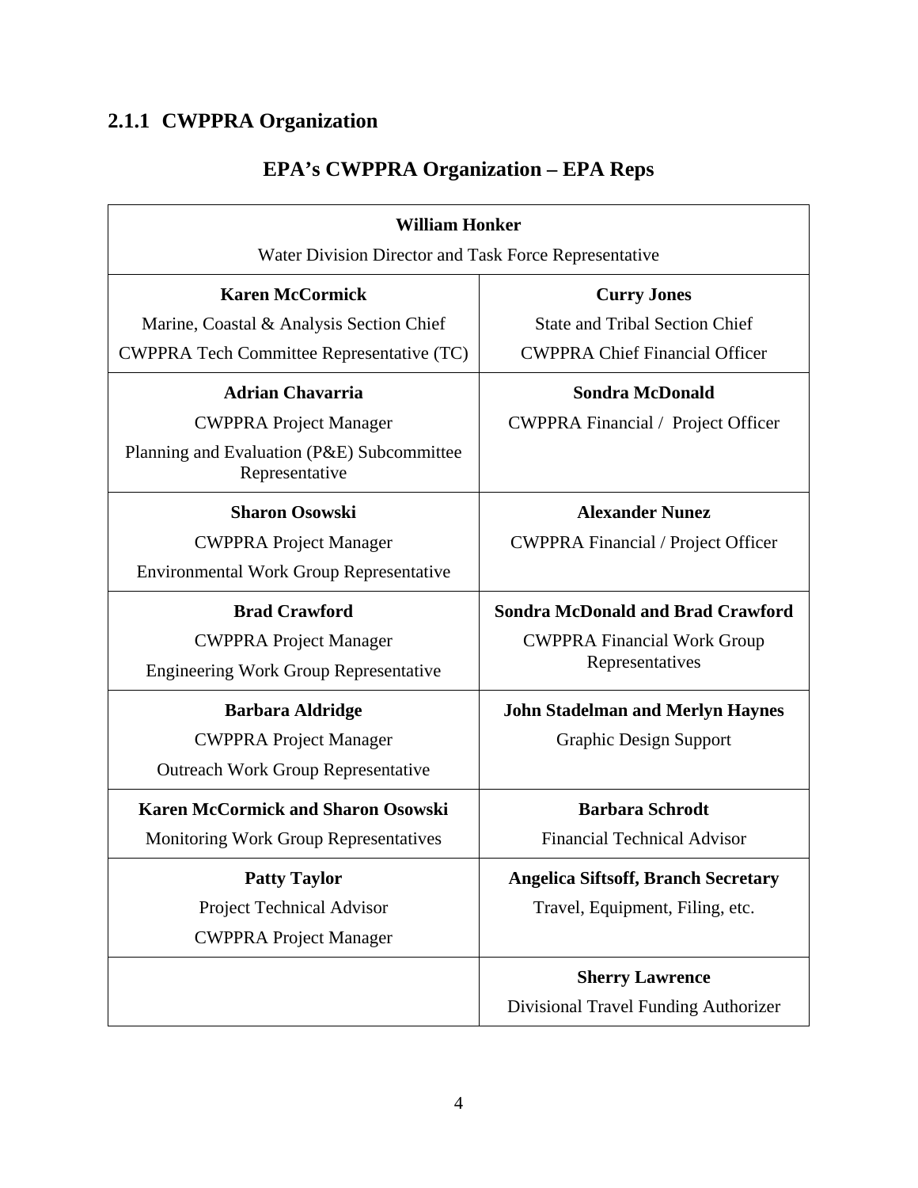### 2.1.1 CWPPRA Organization

## EPA's CWPPRA Organization – EPA Reps

| **William Honker**<br>Water Division Director and Task Force Representative | |
|---|---|
| **Karen McCormick**<br>Marine, Coastal & Analysis Section Chief<br>CWPPRA Tech Committee Representative (TC) | **Curry Jones**<br>State and Tribal Section Chief<br>CWPPRA Chief Financial Officer |
| **Adrian Chavarria**<br>CWPPRA Project Manager<br>Planning and Evaluation (P&E) Subcommittee Representative | **Sondra McDonald**<br>CWPPRA Financial / Project Officer |
| **Sharon Osowski**<br>CWPPRA Project Manager<br>Environmental Work Group Representative | **Alexander Nunez**<br>CWPPRA Financial / Project Officer |
| **Brad Crawford**<br>CWPPRA Project Manager<br>Engineering Work Group Representative | **Sondra McDonald and Brad Crawford**<br>CWPPRA Financial Work Group Representatives |
| **Barbara Aldridge**<br>CWPPRA Project Manager<br>Outreach Work Group Representative | **John Stadelman and Merlyn Haynes**<br>Graphic Design Support |
| **Karen McCormick and Sharon Osowski**<br>Monitoring Work Group Representatives | **Barbara Schrodt**<br>Financial Technical Advisor |
| **Patty Taylor**<br>Project Technical Advisor<br>CWPPRA Project Manager | **Angelica Siftsoff, Branch Secretary**<br>Travel, Equipment, Filing, etc. |
| | **Sherry Lawrence**<br>Divisional Travel Funding Authorizer |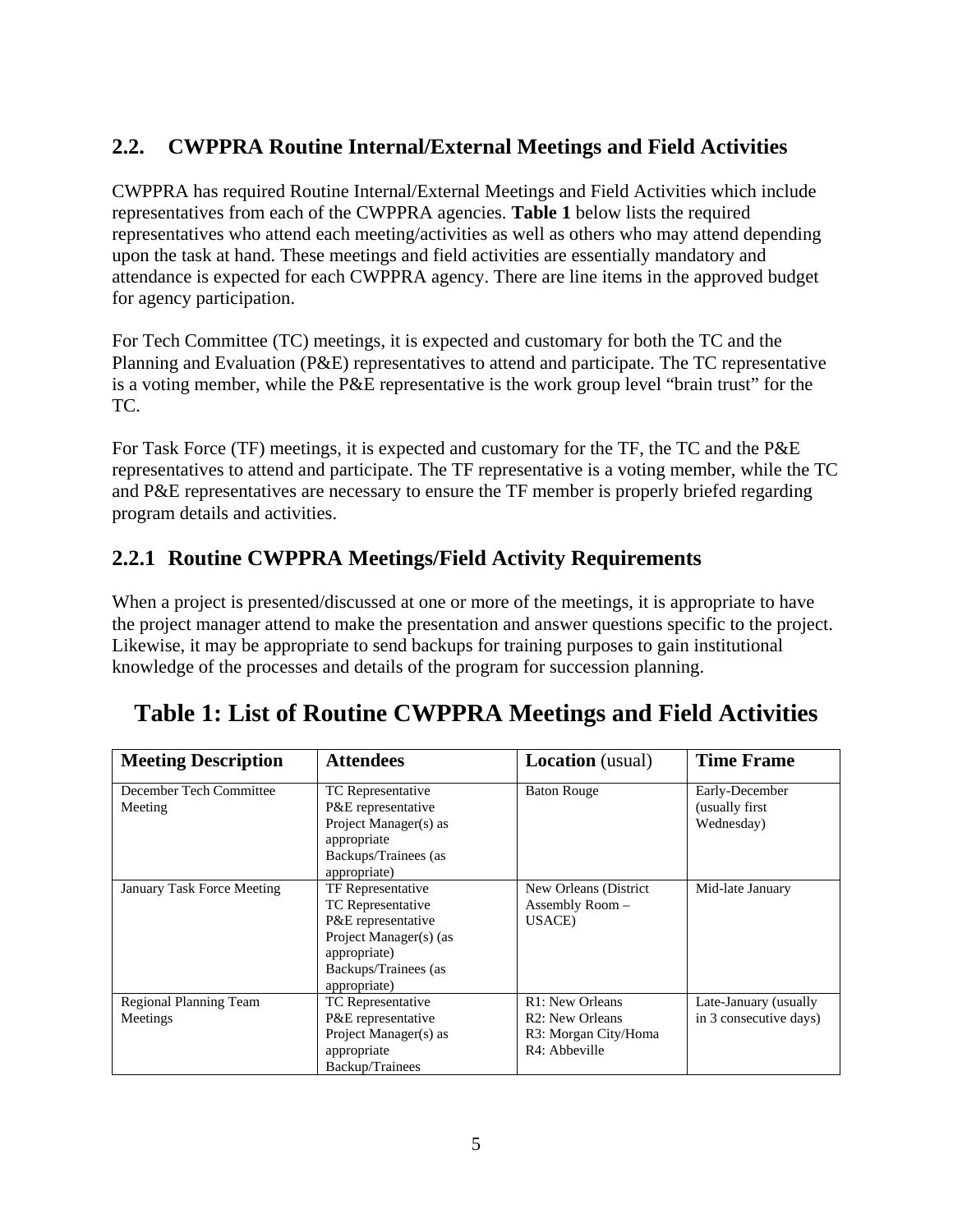## 2.2. CWPPRA Routine Internal/External Meetings and Field Activities

CWPPRA has required Routine Internal/External Meetings and Field Activities which include representatives from each of the CWPPRA agencies. **Table 1** below lists the required representatives who attend each meeting/activities as well as others who may attend depending upon the task at hand. These meetings and field activities are essentially mandatory and attendance is expected for each CWPPRA agency. There are line items in the approved budget for agency participation.

For Tech Committee (TC) meetings, it is expected and customary for both the TC and the Planning and Evaluation (P&E) representatives to attend and participate. The TC representative is a voting member, while the P&E representative is the work group level "brain trust" for the TC.

For Task Force (TF) meetings, it is expected and customary for the TF, the TC and the P&E representatives to attend and participate. The TF representative is a voting member, while the TC and P&E representatives are necessary to ensure the TF member is properly briefed regarding program details and activities.

### 2.2.1 Routine CWPPRA Meetings/Field Activity Requirements

When a project is presented/discussed at one or more of the meetings, it is appropriate to have the project manager attend to make the presentation and answer questions specific to the project. Likewise, it may be appropriate to send backups for training purposes to gain institutional knowledge of the processes and details of the program for succession planning.

## Table 1: List of Routine CWPPRA Meetings and Field Activities

| **Meeting Description** | **Attendees** | **Location** (usual) | **Time Frame** |
|---|---|---|---|
| December Tech Committee Meeting | TC Representative<br>P&E representative<br>Project Manager(s) as appropriate<br>Backups/Trainees (as appropriate) | Baton Rouge | Early-December (usually first Wednesday) |
| January Task Force Meeting | TF Representative<br>TC Representative<br>P&E representative<br>Project Manager(s) (as appropriate)<br>Backups/Trainees (as appropriate) | New Orleans (District Assembly Room – USACE) | Mid-late January |
| Regional Planning Team Meetings | TC Representative<br>P&E representative<br>Project Manager(s) as appropriate<br>Backup/Trainees | R1: New Orleans<br>R2: New Orleans<br>R3: Morgan City/Homa<br>R4: Abbeville | Late-January (usually in 3 consecutive days) |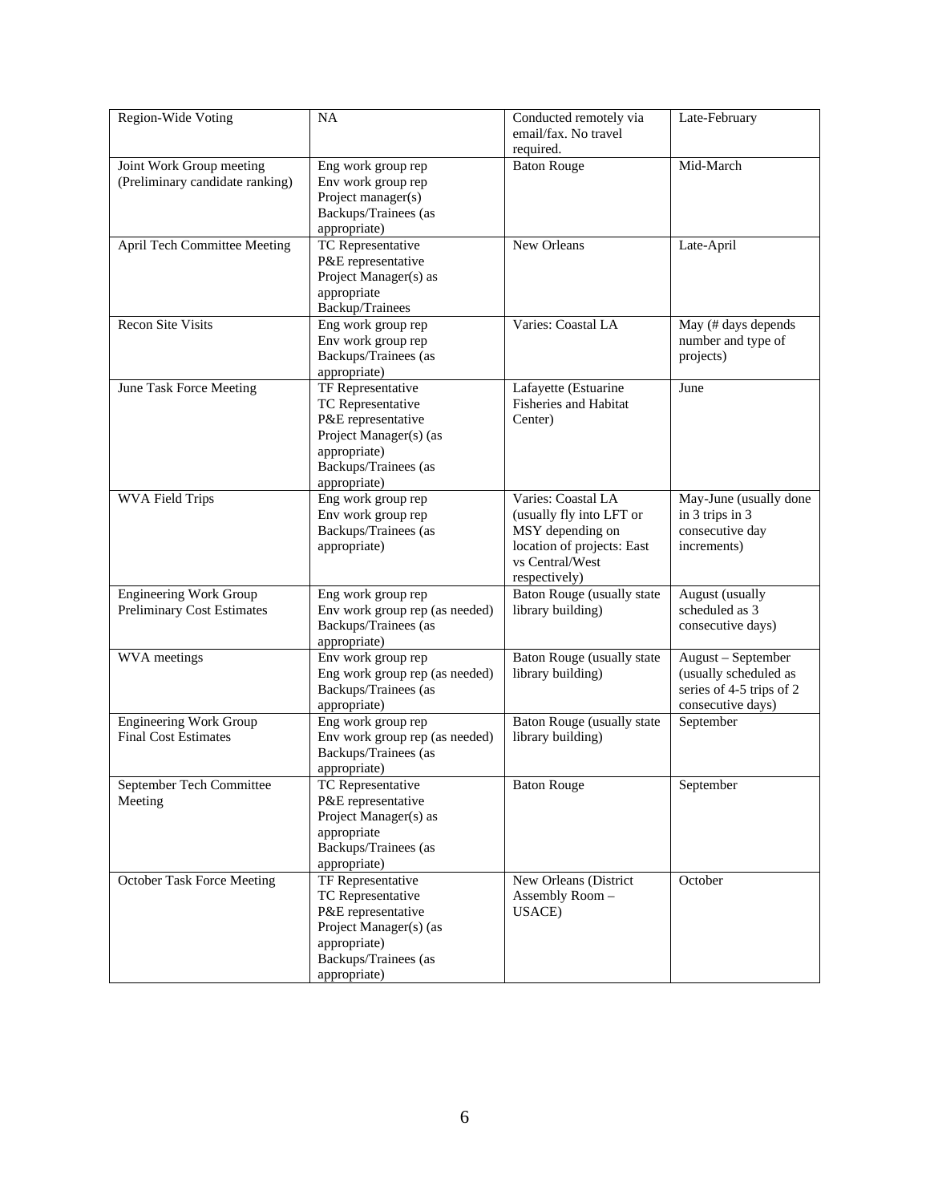| Region-Wide Voting | NA | Conducted remotely via email/fax. No travel required. | Late-February |
|---|---|---|---|
| Joint Work Group meeting (Preliminary candidate ranking) | Eng work group rep<br>Env work group rep<br>Project manager(s)<br>Backups/Trainees (as appropriate) | Baton Rouge | Mid-March |
| April Tech Committee Meeting | TC Representative<br>P&E representative<br>Project Manager(s) as appropriate<br>Backup/Trainees | New Orleans | Late-April |
| Recon Site Visits | Eng work group rep<br>Env work group rep<br>Backups/Trainees (as appropriate) | Varies: Coastal LA | May (# days depends number and type of projects) |
| June Task Force Meeting | TF Representative<br>TC Representative<br>P&E representative<br>Project Manager(s) (as appropriate)<br>Backups/Trainees (as appropriate) | Lafayette (Estuarine Fisheries and Habitat Center) | June |
| WVA Field Trips | Eng work group rep<br>Env work group rep<br>Backups/Trainees (as appropriate) | Varies: Coastal LA (usually fly into LFT or MSY depending on location of projects: East vs Central/West respectively) | May-June (usually done in 3 trips in 3 consecutive day increments) |
| Engineering Work Group Preliminary Cost Estimates | Eng work group rep<br>Env work group rep (as needed)<br>Backups/Trainees (as appropriate) | Baton Rouge (usually state library building) | August (usually scheduled as 3 consecutive days) |
| WVA meetings | Env work group rep<br>Eng work group rep (as needed)<br>Backups/Trainees (as appropriate) | Baton Rouge (usually state library building) | August – September (usually scheduled as series of 4-5 trips of 2 consecutive days) |
| Engineering Work Group Final Cost Estimates | Eng work group rep<br>Env work group rep (as needed)<br>Backups/Trainees (as appropriate) | Baton Rouge (usually state library building) | September |
| September Tech Committee Meeting | TC Representative<br>P&E representative<br>Project Manager(s) as appropriate<br>Backups/Trainees (as appropriate) | Baton Rouge | September |
| October Task Force Meeting | TF Representative<br>TC Representative<br>P&E representative<br>Project Manager(s) (as appropriate)<br>Backups/Trainees (as appropriate) | New Orleans (District Assembly Room – USACE) | October |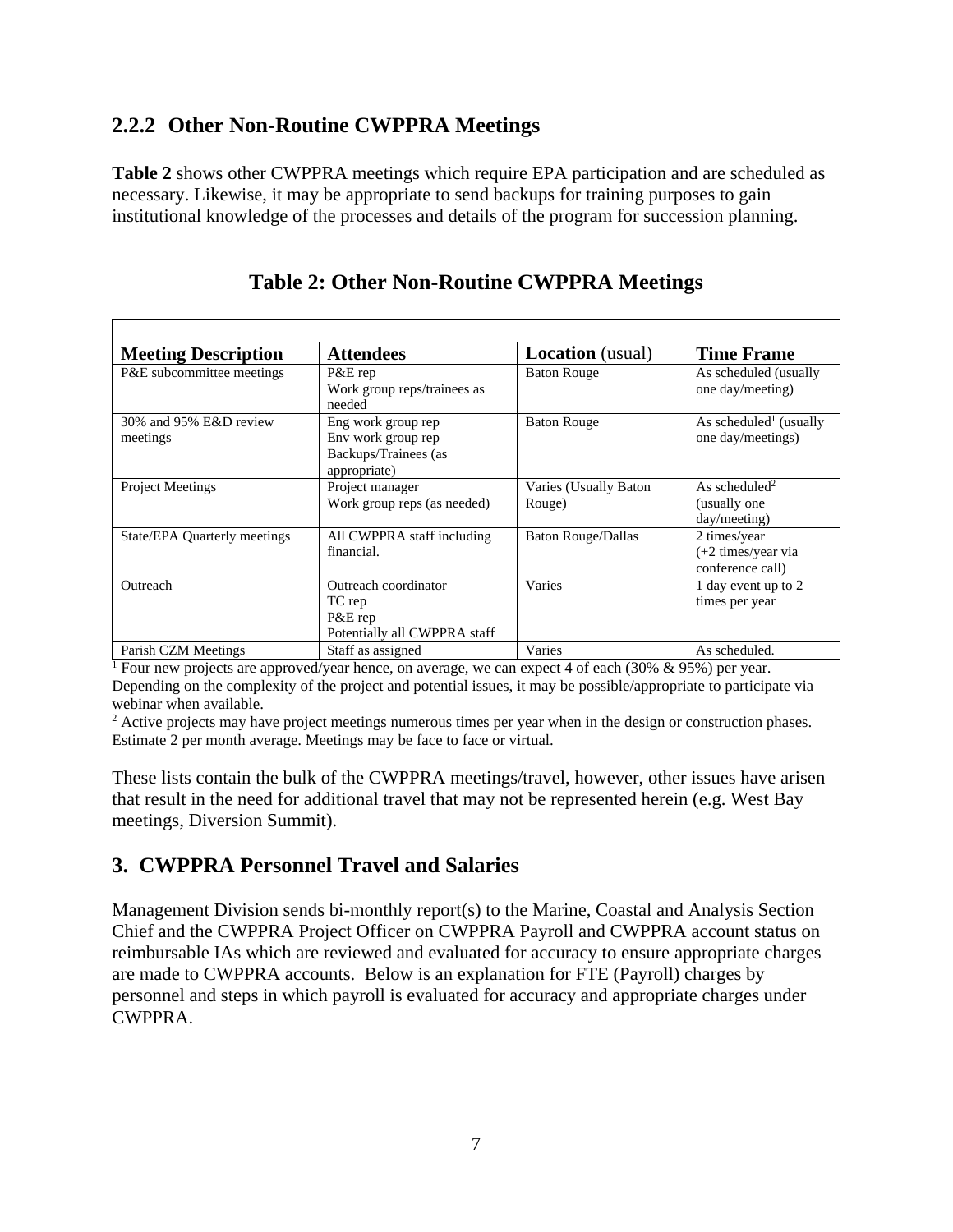## 2.2.2 Other Non-Routine CWPPRA Meetings

**Table 2** shows other CWPPRA meetings which require EPA participation and are scheduled as necessary. Likewise, it may be appropriate to send backups for training purposes to gain institutional knowledge of the processes and details of the program for succession planning.

### Table 2: Other Non-Routine CWPPRA Meetings

| **Meeting Description** | **Attendees** | **Location** (usual) | **Time Frame** |
|---|---|---|---|
| P&E subcommittee meetings | P&E rep<br>Work group reps/trainees as needed | Baton Rouge | As scheduled (usually one day/meeting) |
| 30% and 95% E&D review meetings | Eng work group rep<br>Env work group rep<br>Backups/Trainees (as appropriate) | Baton Rouge | As scheduled[1] (usually one day/meetings) |
| Project Meetings | Project manager<br>Work group reps (as needed) | Varies (Usually Baton Rouge) | As scheduled[2] (usually one day/meeting) |
| State/EPA Quarterly meetings | All CWPPRA staff including financial. | Baton Rouge/Dallas | 2 times/year (+2 times/year via conference call) |
| Outreach | Outreach coordinator<br>TC rep<br>P&E rep<br>Potentially all CWPPRA staff | Varies | 1 day event up to 2 times per year |
| Parish CZM Meetings | Staff as assigned | Varies | As scheduled. |

[1] Four new projects are approved/year hence, on average, we can expect 4 of each (30% & 95%) per year. Depending on the complexity of the project and potential issues, it may be possible/appropriate to participate via webinar when available.

[2] Active projects may have project meetings numerous times per year when in the design or construction phases. Estimate 2 per month average. Meetings may be face to face or virtual.

These lists contain the bulk of the CWPPRA meetings/travel, however, other issues have arisen that result in the need for additional travel that may not be represented herein (e.g. West Bay meetings, Diversion Summit).

## 3. CWPPRA Personnel Travel and Salaries

Management Division sends bi-monthly report(s) to the Marine, Coastal and Analysis Section Chief and the CWPPRA Project Officer on CWPPRA Payroll and CWPPRA account status on reimbursable IAs which are reviewed and evaluated for accuracy to ensure appropriate charges are made to CWPPRA accounts. Below is an explanation for FTE (Payroll) charges by personnel and steps in which payroll is evaluated for accuracy and appropriate charges under CWPPRA.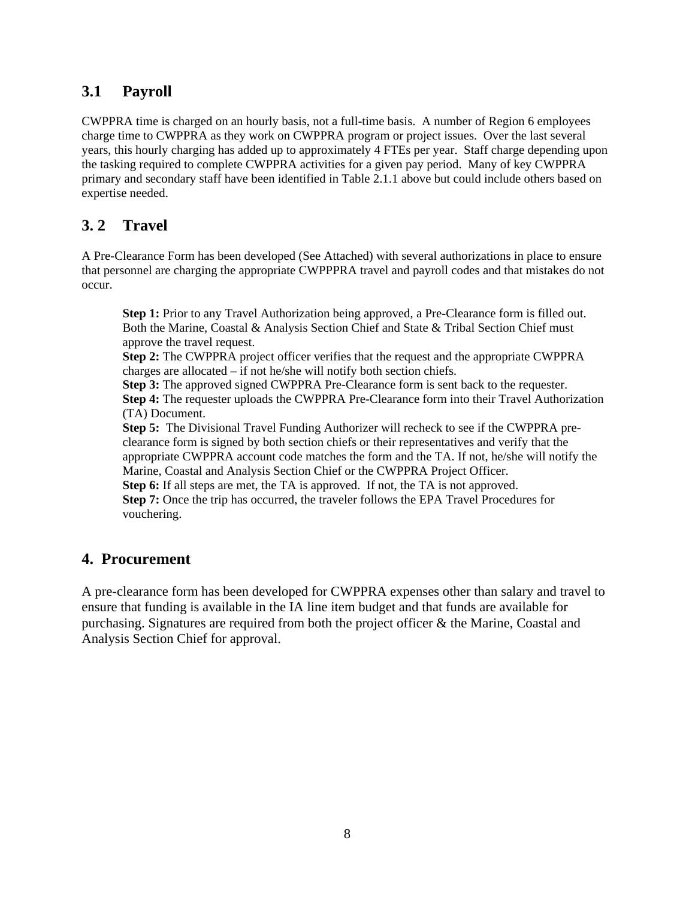## 3.1 Payroll

CWPPRA time is charged on an hourly basis, not a full-time basis. A number of Region 6 employees charge time to CWPPRA as they work on CWPPRA program or project issues. Over the last several years, this hourly charging has added up to approximately 4 FTEs per year. Staff charge depending upon the tasking required to complete CWPPRA activities for a given pay period. Many of key CWPPRA primary and secondary staff have been identified in Table 2.1.1 above but could include others based on expertise needed.

## 3. 2 Travel

A Pre-Clearance Form has been developed (See Attached) with several authorizations in place to ensure that personnel are charging the appropriate CWPPPRA travel and payroll codes and that mistakes do not occur.

**Step 1:** Prior to any Travel Authorization being approved, a Pre-Clearance form is filled out. Both the Marine, Coastal & Analysis Section Chief and State & Tribal Section Chief must approve the travel request.
**Step 2:** The CWPPRA project officer verifies that the request and the appropriate CWPPRA charges are allocated – if not he/she will notify both section chiefs.
**Step 3:** The approved signed CWPPRA Pre-Clearance form is sent back to the requester.
**Step 4:** The requester uploads the CWPPRA Pre-Clearance form into their Travel Authorization (TA) Document.
**Step 5:** The Divisional Travel Funding Authorizer will recheck to see if the CWPPRA pre-clearance form is signed by both section chiefs or their representatives and verify that the appropriate CWPPRA account code matches the form and the TA. If not, he/she will notify the Marine, Coastal and Analysis Section Chief or the CWPPRA Project Officer.
**Step 6:** If all steps are met, the TA is approved. If not, the TA is not approved.
**Step 7:** Once the trip has occurred, the traveler follows the EPA Travel Procedures for vouchering.

## 4. Procurement

A pre-clearance form has been developed for CWPPRA expenses other than salary and travel to ensure that funding is available in the IA line item budget and that funds are available for purchasing. Signatures are required from both the project officer & the Marine, Coastal and Analysis Section Chief for approval.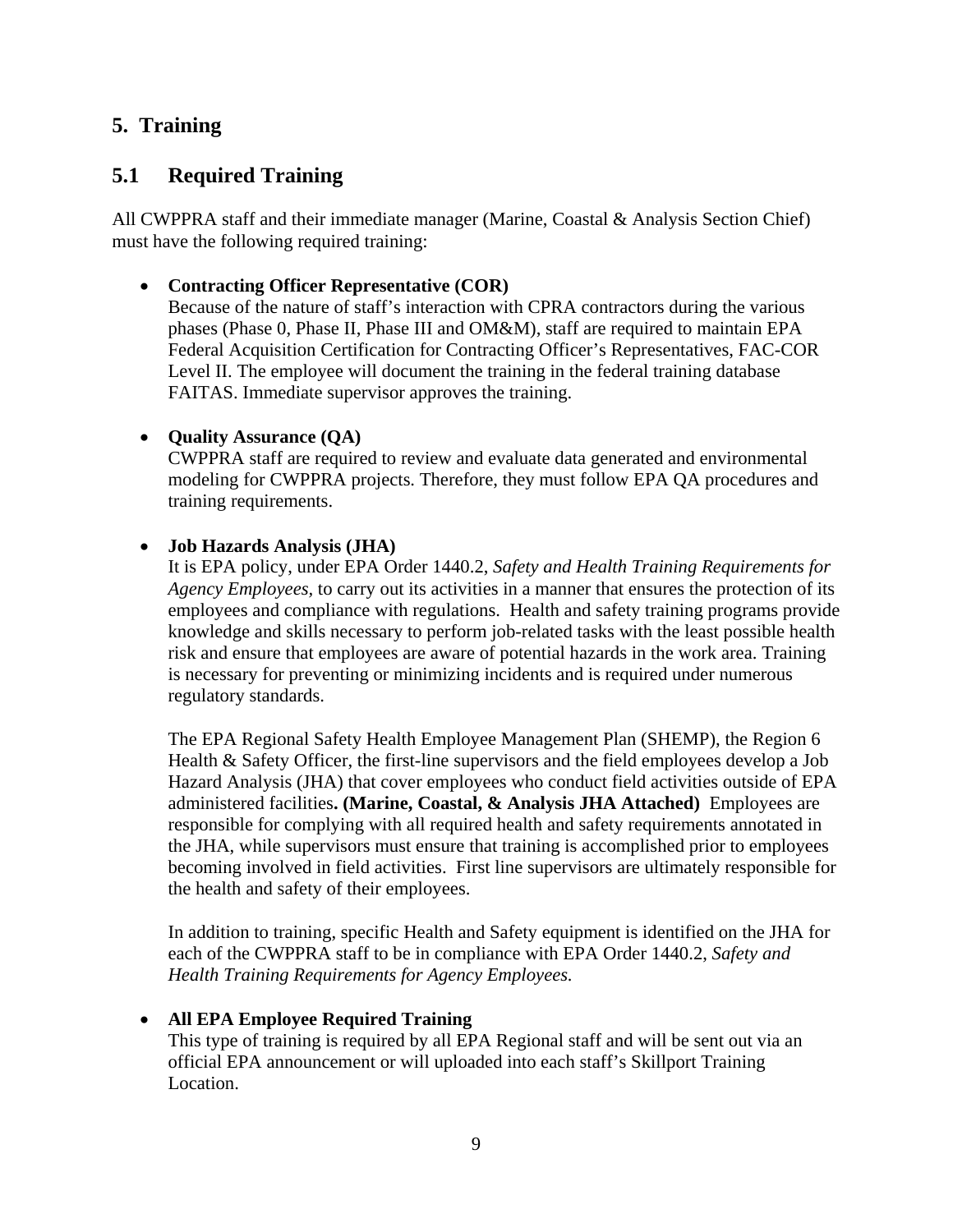## 5. Training

## 5.1 Required Training

All CWPPRA staff and their immediate manager (Marine, Coastal & Analysis Section Chief) must have the following required training:

- **Contracting Officer Representative (COR)**
  Because of the nature of staff's interaction with CPRA contractors during the various phases (Phase 0, Phase II, Phase III and OM&M), staff are required to maintain EPA Federal Acquisition Certification for Contracting Officer's Representatives, FAC-COR Level II. The employee will document the training in the federal training database FAITAS. Immediate supervisor approves the training.

- **Quality Assurance (QA)**
  CWPPRA staff are required to review and evaluate data generated and environmental modeling for CWPPRA projects. Therefore, they must follow EPA QA procedures and training requirements.

- **Job Hazards Analysis (JHA)**
  It is EPA policy, under EPA Order 1440.2, *Safety and Health Training Requirements for Agency Employees,* to carry out its activities in a manner that ensures the protection of its employees and compliance with regulations. Health and safety training programs provide knowledge and skills necessary to perform job-related tasks with the least possible health risk and ensure that employees are aware of potential hazards in the work area. Training is necessary for preventing or minimizing incidents and is required under numerous regulatory standards.

  The EPA Regional Safety Health Employee Management Plan (SHEMP), the Region 6 Health & Safety Officer, the first-line supervisors and the field employees develop a Job Hazard Analysis (JHA) that cover employees who conduct field activities outside of EPA administered facilities**. (Marine, Coastal, & Analysis JHA Attached)** Employees are responsible for complying with all required health and safety requirements annotated in the JHA, while supervisors must ensure that training is accomplished prior to employees becoming involved in field activities. First line supervisors are ultimately responsible for the health and safety of their employees.

  In addition to training, specific Health and Safety equipment is identified on the JHA for each of the CWPPRA staff to be in compliance with EPA Order 1440.2, *Safety and Health Training Requirements for Agency Employees.*

- **All EPA Employee Required Training**
  This type of training is required by all EPA Regional staff and will be sent out via an official EPA announcement or will uploaded into each staff's Skillport Training Location.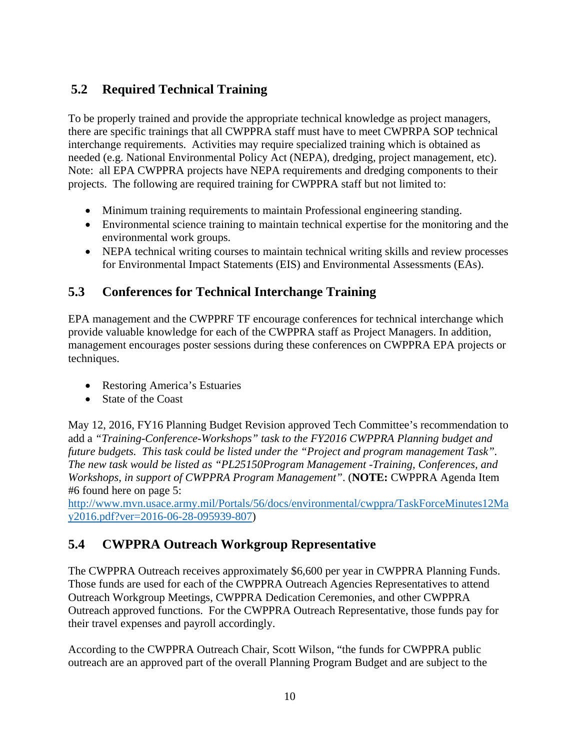## 5.2 Required Technical Training

To be properly trained and provide the appropriate technical knowledge as project managers, there are specific trainings that all CWPPRA staff must have to meet CWPRPA SOP technical interchange requirements. Activities may require specialized training which is obtained as needed (e.g. National Environmental Policy Act (NEPA), dredging, project management, etc). Note: all EPA CWPPRA projects have NEPA requirements and dredging components to their projects. The following are required training for CWPPRA staff but not limited to:

- Minimum training requirements to maintain Professional engineering standing.
- Environmental science training to maintain technical expertise for the monitoring and the environmental work groups.
- NEPA technical writing courses to maintain technical writing skills and review processes for Environmental Impact Statements (EIS) and Environmental Assessments (EAs).

## 5.3 Conferences for Technical Interchange Training

EPA management and the CWPPRF TF encourage conferences for technical interchange which provide valuable knowledge for each of the CWPPRA staff as Project Managers. In addition, management encourages poster sessions during these conferences on CWPPRA EPA projects or techniques.

- Restoring America's Estuaries
- State of the Coast

May 12, 2016, FY16 Planning Budget Revision approved Tech Committee's recommendation to add a *"Training-Conference-Workshops" task to the FY2016 CWPPRA Planning budget and future budgets. This task could be listed under the "Project and program management Task". The new task would be listed as "PL25150Program Management -Training, Conferences, and Workshops, in support of CWPPRA Program Management"*. (**NOTE:** CWPPRA Agenda Item #6 found here on page 5: http://www.mvn.usace.army.mil/Portals/56/docs/environmental/cwppra/TaskForceMinutes12May2016.pdf?ver=2016-06-28-095939-807)

## 5.4 CWPPRA Outreach Workgroup Representative

The CWPPRA Outreach receives approximately $6,600 per year in CWPPRA Planning Funds. Those funds are used for each of the CWPPRA Outreach Agencies Representatives to attend Outreach Workgroup Meetings, CWPPRA Dedication Ceremonies, and other CWPPRA Outreach approved functions. For the CWPPRA Outreach Representative, those funds pay for their travel expenses and payroll accordingly.

According to the CWPPRA Outreach Chair, Scott Wilson, "the funds for CWPPRA public outreach are an approved part of the overall Planning Program Budget and are subject to the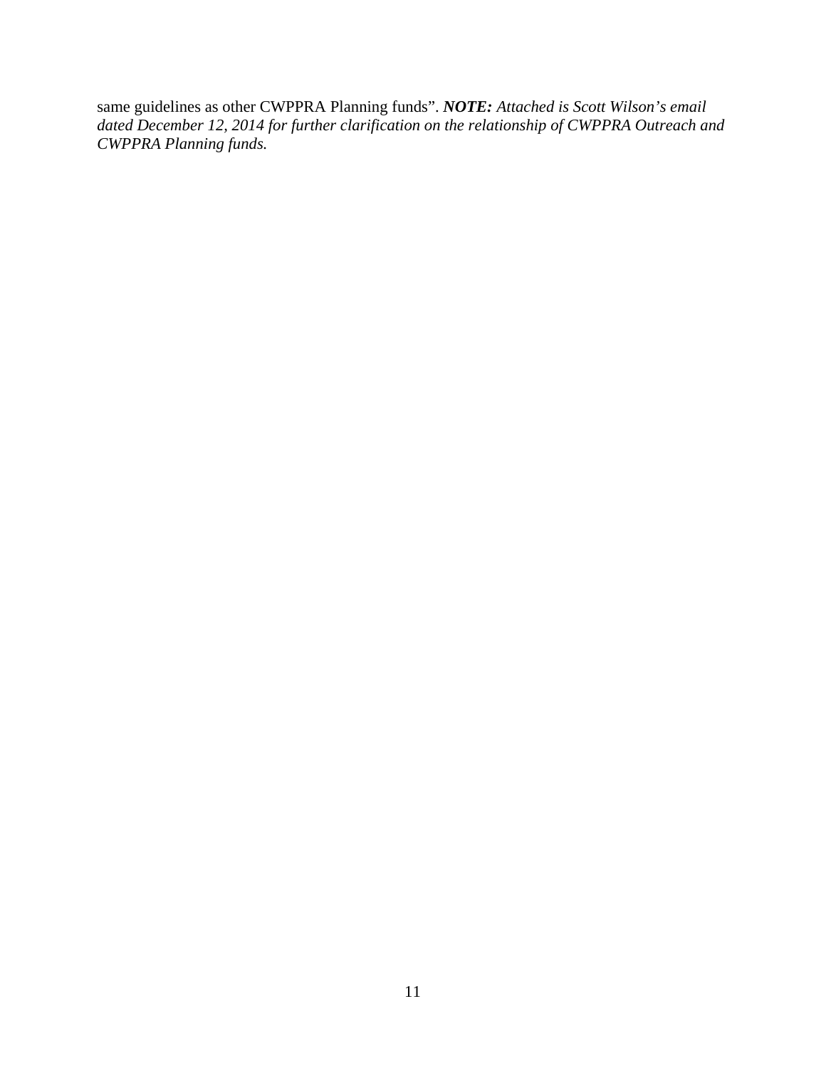same guidelines as other CWPPRA Planning funds”. ***NOTE:*** *Attached is Scott Wilson’s email dated December 12, 2014 for further clarification on the relationship of CWPPRA Outreach and CWPPRA Planning funds.*